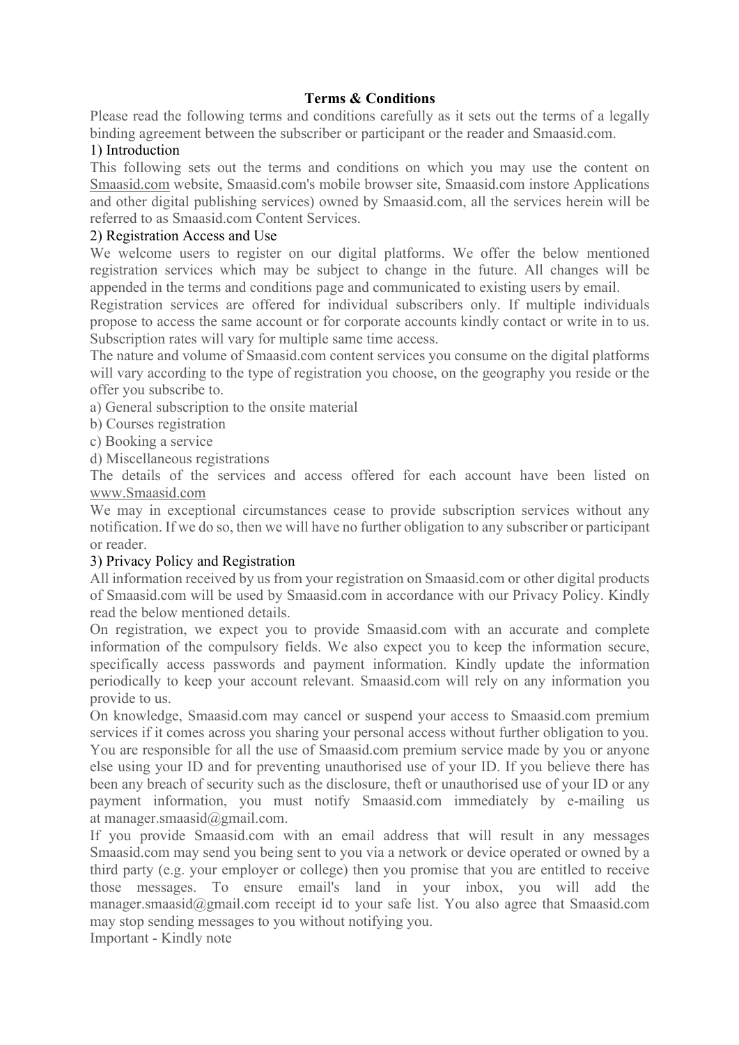# Terms & Conditions

Please read the following terms and conditions carefully as it sets out the terms of a legally binding agreement between the subscriber or participant or the reader and Smaasid.com.

## 1) Introduction

This following sets out the terms and conditions on which you may use the content on Smaasid.com website, Smaasid.com's mobile browser site, Smaasid.com instore Applications and other digital publishing services) owned by Smaasid.com, all the services herein will be referred to as Smaasid.com Content Services.

## 2) Registration Access and Use

We welcome users to register on our digital platforms. We offer the below mentioned registration services which may be subject to change in the future. All changes will be appended in the terms and conditions page and communicated to existing users by email.

Registration services are offered for individual subscribers only. If multiple individuals propose to access the same account or for corporate accounts kindly contact or write in to us. Subscription rates will vary for multiple same time access.

The nature and volume of Smaasid.com content services you consume on the digital platforms will vary according to the type of registration you choose, on the geography you reside or the offer you subscribe to.

a) General subscription to the onsite material
b) Courses registration
c) Booking a service
d) Miscellaneous registrations

The details of the services and access offered for each account have been listed on www.Smaasid.com

We may in exceptional circumstances cease to provide subscription services without any notification. If we do so, then we will have no further obligation to any subscriber or participant or reader.

## 3) Privacy Policy and Registration

All information received by us from your registration on Smaasid.com or other digital products of Smaasid.com will be used by Smaasid.com in accordance with our Privacy Policy. Kindly read the below mentioned details.

On registration, we expect you to provide Smaasid.com with an accurate and complete information of the compulsory fields. We also expect you to keep the information secure, specifically access passwords and payment information. Kindly update the information periodically to keep your account relevant. Smaasid.com will rely on any information you provide to us.

On knowledge, Smaasid.com may cancel or suspend your access to Smaasid.com premium services if it comes across you sharing your personal access without further obligation to you. You are responsible for all the use of Smaasid.com premium service made by you or anyone else using your ID and for preventing unauthorised use of your ID. If you believe there has been any breach of security such as the disclosure, theft or unauthorised use of your ID or any payment information, you must notify Smaasid.com immediately by e-mailing us at manager.smaasid@gmail.com.

If you provide Smaasid.com with an email address that will result in any messages Smaasid.com may send you being sent to you via a network or device operated or owned by a third party (e.g. your employer or college) then you promise that you are entitled to receive those messages. To ensure email's land in your inbox, you will add the manager.smaasid@gmail.com receipt id to your safe list. You also agree that Smaasid.com may stop sending messages to you without notifying you.

Important - Kindly note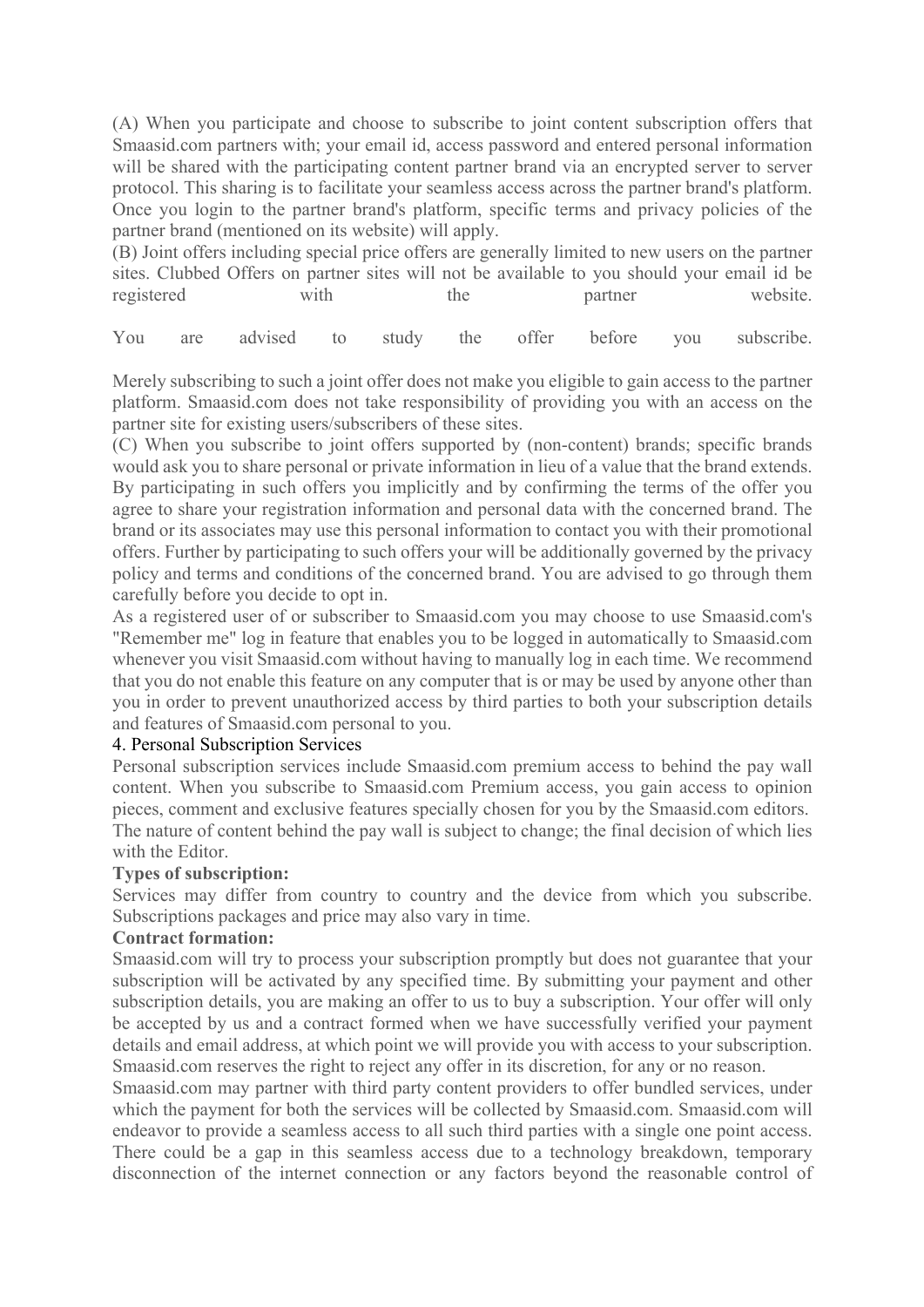(A) When you participate and choose to subscribe to joint content subscription offers that Smaasid.com partners with; your email id, access password and entered personal information will be shared with the participating content partner brand via an encrypted server to server protocol. This sharing is to facilitate your seamless access across the partner brand's platform. Once you login to the partner brand's platform, specific terms and privacy policies of the partner brand (mentioned on its website) will apply.

(B) Joint offers including special price offers are generally limited to new users on the partner sites. Clubbed Offers on partner sites will not be available to you should your email id be registered with the partner website.

You are advised to study the offer before you subscribe.

Merely subscribing to such a joint offer does not make you eligible to gain access to the partner platform. Smaasid.com does not take responsibility of providing you with an access on the partner site for existing users/subscribers of these sites.

(C) When you subscribe to joint offers supported by (non-content) brands; specific brands would ask you to share personal or private information in lieu of a value that the brand extends. By participating in such offers you implicitly and by confirming the terms of the offer you agree to share your registration information and personal data with the concerned brand. The brand or its associates may use this personal information to contact you with their promotional offers. Further by participating to such offers your will be additionally governed by the privacy policy and terms and conditions of the concerned brand. You are advised to go through them carefully before you decide to opt in.

As a registered user of or subscriber to Smaasid.com you may choose to use Smaasid.com's "Remember me" log in feature that enables you to be logged in automatically to Smaasid.com whenever you visit Smaasid.com without having to manually log in each time. We recommend that you do not enable this feature on any computer that is or may be used by anyone other than you in order to prevent unauthorized access by third parties to both your subscription details and features of Smaasid.com personal to you.

## 4. Personal Subscription Services

Personal subscription services include Smaasid.com premium access to behind the pay wall content. When you subscribe to Smaasid.com Premium access, you gain access to opinion pieces, comment and exclusive features specially chosen for you by the Smaasid.com editors. The nature of content behind the pay wall is subject to change; the final decision of which lies with the Editor.

**Types of subscription:**

Services may differ from country to country and the device from which you subscribe. Subscriptions packages and price may also vary in time.

**Contract formation:**

Smaasid.com will try to process your subscription promptly but does not guarantee that your subscription will be activated by any specified time. By submitting your payment and other subscription details, you are making an offer to us to buy a subscription. Your offer will only be accepted by us and a contract formed when we have successfully verified your payment details and email address, at which point we will provide you with access to your subscription. Smaasid.com reserves the right to reject any offer in its discretion, for any or no reason.

Smaasid.com may partner with third party content providers to offer bundled services, under which the payment for both the services will be collected by Smaasid.com. Smaasid.com will endeavor to provide a seamless access to all such third parties with a single one point access. There could be a gap in this seamless access due to a technology breakdown, temporary disconnection of the internet connection or any factors beyond the reasonable control of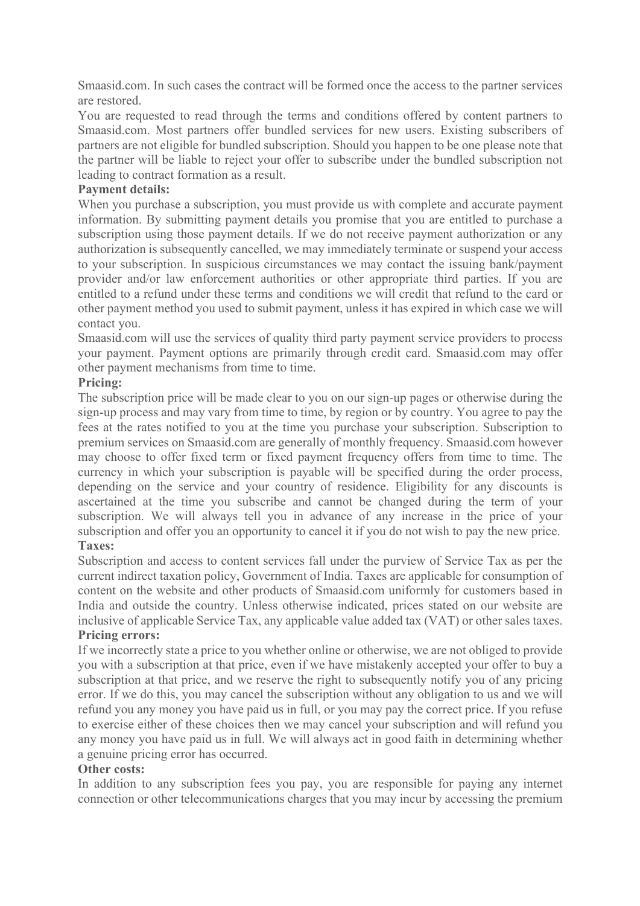Smaasid.com. In such cases the contract will be formed once the access to the partner services are restored.

You are requested to read through the terms and conditions offered by content partners to Smaasid.com. Most partners offer bundled services for new users. Existing subscribers of partners are not eligible for bundled subscription. Should you happen to be one please note that the partner will be liable to reject your offer to subscribe under the bundled subscription not leading to contract formation as a result.

**Payment details:**

When you purchase a subscription, you must provide us with complete and accurate payment information. By submitting payment details you promise that you are entitled to purchase a subscription using those payment details. If we do not receive payment authorization or any authorization is subsequently cancelled, we may immediately terminate or suspend your access to your subscription. In suspicious circumstances we may contact the issuing bank/payment provider and/or law enforcement authorities or other appropriate third parties. If you are entitled to a refund under these terms and conditions we will credit that refund to the card or other payment method you used to submit payment, unless it has expired in which case we will contact you.

Smaasid.com will use the services of quality third party payment service providers to process your payment. Payment options are primarily through credit card. Smaasid.com may offer other payment mechanisms from time to time.

**Pricing:**

The subscription price will be made clear to you on our sign-up pages or otherwise during the sign-up process and may vary from time to time, by region or by country. You agree to pay the fees at the rates notified to you at the time you purchase your subscription. Subscription to premium services on Smaasid.com are generally of monthly frequency. Smaasid.com however may choose to offer fixed term or fixed payment frequency offers from time to time. The currency in which your subscription is payable will be specified during the order process, depending on the service and your country of residence. Eligibility for any discounts is ascertained at the time you subscribe and cannot be changed during the term of your subscription. We will always tell you in advance of any increase in the price of your subscription and offer you an opportunity to cancel it if you do not wish to pay the new price.

**Taxes:**

Subscription and access to content services fall under the purview of Service Tax as per the current indirect taxation policy, Government of India. Taxes are applicable for consumption of content on the website and other products of Smaasid.com uniformly for customers based in India and outside the country. Unless otherwise indicated, prices stated on our website are inclusive of applicable Service Tax, any applicable value added tax (VAT) or other sales taxes.

**Pricing errors:**

If we incorrectly state a price to you whether online or otherwise, we are not obliged to provide you with a subscription at that price, even if we have mistakenly accepted your offer to buy a subscription at that price, and we reserve the right to subsequently notify you of any pricing error. If we do this, you may cancel the subscription without any obligation to us and we will refund you any money you have paid us in full, or you may pay the correct price. If you refuse to exercise either of these choices then we may cancel your subscription and will refund you any money you have paid us in full. We will always act in good faith in determining whether a genuine pricing error has occurred.

**Other costs:**

In addition to any subscription fees you pay, you are responsible for paying any internet connection or other telecommunications charges that you may incur by accessing the premium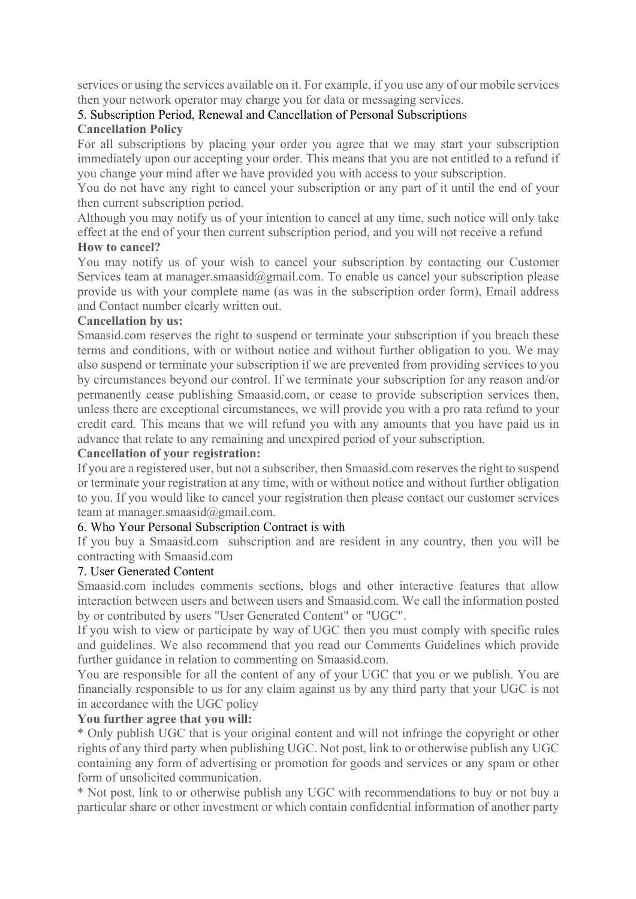services or using the services available on it. For example, if you use any of our mobile services then your network operator may charge you for data or messaging services.

## 5. Subscription Period, Renewal and Cancellation of Personal Subscriptions

### Cancellation Policy

For all subscriptions by placing your order you agree that we may start your subscription immediately upon our accepting your order. This means that you are not entitled to a refund if you change your mind after we have provided you with access to your subscription.

You do not have any right to cancel your subscription or any part of it until the end of your then current subscription period.

Although you may notify us of your intention to cancel at any time, such notice will only take effect at the end of your then current subscription period, and you will not receive a refund

### How to cancel?

You may notify us of your wish to cancel your subscription by contacting our Customer Services team at manager.smaasid@gmail.com. To enable us cancel your subscription please provide us with your complete name (as was in the subscription order form), Email address and Contact number clearly written out.

### Cancellation by us:

Smaasid.com reserves the right to suspend or terminate your subscription if you breach these terms and conditions, with or without notice and without further obligation to you. We may also suspend or terminate your subscription if we are prevented from providing services to you by circumstances beyond our control. If we terminate your subscription for any reason and/or permanently cease publishing Smaasid.com, or cease to provide subscription services then, unless there are exceptional circumstances, we will provide you with a pro rata refund to your credit card. This means that we will refund you with any amounts that you have paid us in advance that relate to any remaining and unexpired period of your subscription.

### Cancellation of your registration:

If you are a registered user, but not a subscriber, then Smaasid.com reserves the right to suspend or terminate your registration at any time, with or without notice and without further obligation to you. If you would like to cancel your registration then please contact our customer services team at manager.smaasid@gmail.com.

## 6. Who Your Personal Subscription Contract is with

If you buy a Smaasid.com subscription and are resident in any country, then you will be contracting with Smaasid.com

## 7. User Generated Content

Smaasid.com includes comments sections, blogs and other interactive features that allow interaction between users and between users and Smaasid.com. We call the information posted by or contributed by users "User Generated Content" or "UGC".

If you wish to view or participate by way of UGC then you must comply with specific rules and guidelines. We also recommend that you read our Comments Guidelines which provide further guidance in relation to commenting on Smaasid.com.

You are responsible for all the content of any of your UGC that you or we publish. You are financially responsible to us for any claim against us by any third party that your UGC is not in accordance with the UGC policy

**You further agree that you will:**

* Only publish UGC that is your original content and will not infringe the copyright or other rights of any third party when publishing UGC. Not post, link to or otherwise publish any UGC containing any form of advertising or promotion for goods and services or any spam or other form of unsolicited communication.
* Not post, link to or otherwise publish any UGC with recommendations to buy or not buy a particular share or other investment or which contain confidential information of another party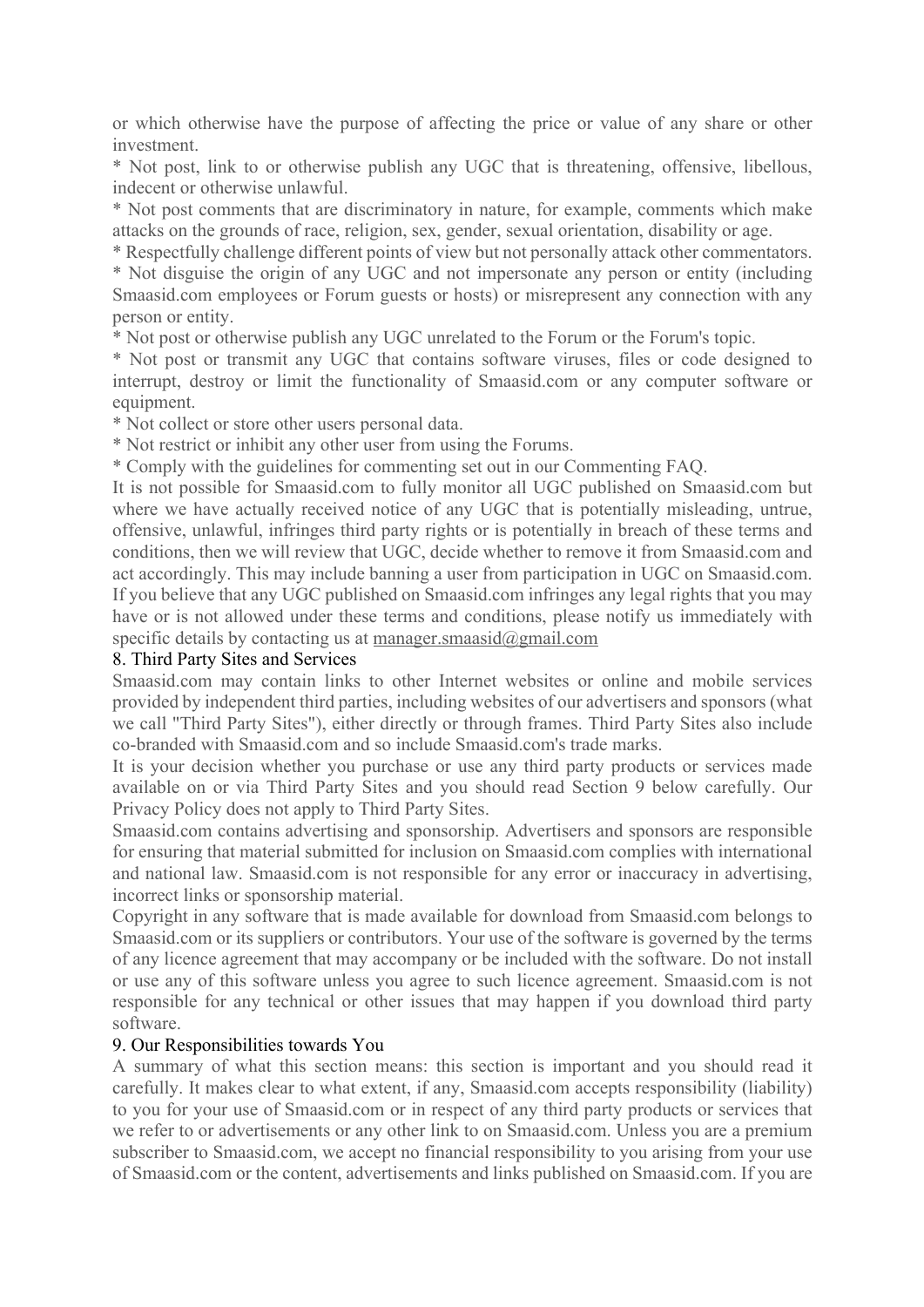or which otherwise have the purpose of affecting the price or value of any share or other investment.

* Not post, link to or otherwise publish any UGC that is threatening, offensive, libellous, indecent or otherwise unlawful.
* Not post comments that are discriminatory in nature, for example, comments which make attacks on the grounds of race, religion, sex, gender, sexual orientation, disability or age.
* Respectfully challenge different points of view but not personally attack other commentators.
* Not disguise the origin of any UGC and not impersonate any person or entity (including Smaasid.com employees or Forum guests or hosts) or misrepresent any connection with any person or entity.
* Not post or otherwise publish any UGC unrelated to the Forum or the Forum's topic.
* Not post or transmit any UGC that contains software viruses, files or code designed to interrupt, destroy or limit the functionality of Smaasid.com or any computer software or equipment.
* Not collect or store other users personal data.
* Not restrict or inhibit any other user from using the Forums.
* Comply with the guidelines for commenting set out in our Commenting FAQ.

It is not possible for Smaasid.com to fully monitor all UGC published on Smaasid.com but where we have actually received notice of any UGC that is potentially misleading, untrue, offensive, unlawful, infringes third party rights or is potentially in breach of these terms and conditions, then we will review that UGC, decide whether to remove it from Smaasid.com and act accordingly. This may include banning a user from participation in UGC on Smaasid.com. If you believe that any UGC published on Smaasid.com infringes any legal rights that you may have or is not allowed under these terms and conditions, please notify us immediately with specific details by contacting us at manager.smaasid@gmail.com

## 8. Third Party Sites and Services

Smaasid.com may contain links to other Internet websites or online and mobile services provided by independent third parties, including websites of our advertisers and sponsors (what we call "Third Party Sites"), either directly or through frames. Third Party Sites also include co-branded with Smaasid.com and so include Smaasid.com's trade marks.

It is your decision whether you purchase or use any third party products or services made available on or via Third Party Sites and you should read Section 9 below carefully. Our Privacy Policy does not apply to Third Party Sites.

Smaasid.com contains advertising and sponsorship. Advertisers and sponsors are responsible for ensuring that material submitted for inclusion on Smaasid.com complies with international and national law. Smaasid.com is not responsible for any error or inaccuracy in advertising, incorrect links or sponsorship material.

Copyright in any software that is made available for download from Smaasid.com belongs to Smaasid.com or its suppliers or contributors. Your use of the software is governed by the terms of any licence agreement that may accompany or be included with the software. Do not install or use any of this software unless you agree to such licence agreement. Smaasid.com is not responsible for any technical or other issues that may happen if you download third party software.

## 9. Our Responsibilities towards You

A summary of what this section means: this section is important and you should read it carefully. It makes clear to what extent, if any, Smaasid.com accepts responsibility (liability) to you for your use of Smaasid.com or in respect of any third party products or services that we refer to or advertisements or any other link to on Smaasid.com. Unless you are a premium subscriber to Smaasid.com, we accept no financial responsibility to you arising from your use of Smaasid.com or the content, advertisements and links published on Smaasid.com. If you are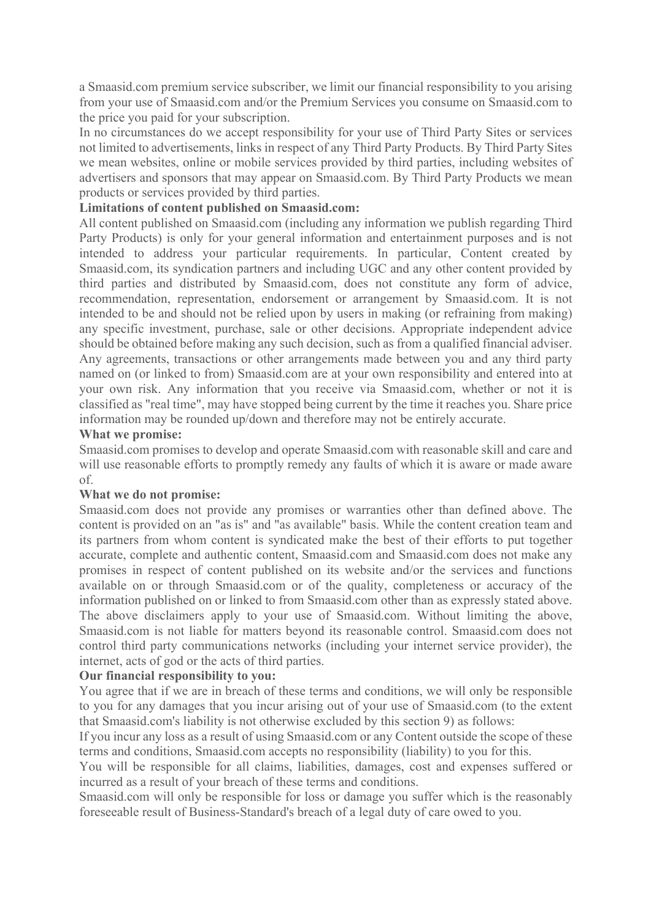a Smaasid.com premium service subscriber, we limit our financial responsibility to you arising from your use of Smaasid.com and/or the Premium Services you consume on Smaasid.com to the price you paid for your subscription.

In no circumstances do we accept responsibility for your use of Third Party Sites or services not limited to advertisements, links in respect of any Third Party Products. By Third Party Sites we mean websites, online or mobile services provided by third parties, including websites of advertisers and sponsors that may appear on Smaasid.com. By Third Party Products we mean products or services provided by third parties.

**Limitations of content published on Smaasid.com:**

All content published on Smaasid.com (including any information we publish regarding Third Party Products) is only for your general information and entertainment purposes and is not intended to address your particular requirements. In particular, Content created by Smaasid.com, its syndication partners and including UGC and any other content provided by third parties and distributed by Smaasid.com, does not constitute any form of advice, recommendation, representation, endorsement or arrangement by Smaasid.com. It is not intended to be and should not be relied upon by users in making (or refraining from making) any specific investment, purchase, sale or other decisions. Appropriate independent advice should be obtained before making any such decision, such as from a qualified financial adviser. Any agreements, transactions or other arrangements made between you and any third party named on (or linked to from) Smaasid.com are at your own responsibility and entered into at your own risk. Any information that you receive via Smaasid.com, whether or not it is classified as "real time", may have stopped being current by the time it reaches you. Share price information may be rounded up/down and therefore may not be entirely accurate.

**What we promise:**

Smaasid.com promises to develop and operate Smaasid.com with reasonable skill and care and will use reasonable efforts to promptly remedy any faults of which it is aware or made aware of.

**What we do not promise:**

Smaasid.com does not provide any promises or warranties other than defined above. The content is provided on an "as is" and "as available" basis. While the content creation team and its partners from whom content is syndicated make the best of their efforts to put together accurate, complete and authentic content, Smaasid.com and Smaasid.com does not make any promises in respect of content published on its website and/or the services and functions available on or through Smaasid.com or of the quality, completeness or accuracy of the information published on or linked to from Smaasid.com other than as expressly stated above. The above disclaimers apply to your use of Smaasid.com. Without limiting the above, Smaasid.com is not liable for matters beyond its reasonable control. Smaasid.com does not control third party communications networks (including your internet service provider), the internet, acts of god or the acts of third parties.

**Our financial responsibility to you:**

You agree that if we are in breach of these terms and conditions, we will only be responsible to you for any damages that you incur arising out of your use of Smaasid.com (to the extent that Smaasid.com's liability is not otherwise excluded by this section 9) as follows:

If you incur any loss as a result of using Smaasid.com or any Content outside the scope of these terms and conditions, Smaasid.com accepts no responsibility (liability) to you for this.

You will be responsible for all claims, liabilities, damages, cost and expenses suffered or incurred as a result of your breach of these terms and conditions.

Smaasid.com will only be responsible for loss or damage you suffer which is the reasonably foreseeable result of Business-Standard's breach of a legal duty of care owed to you.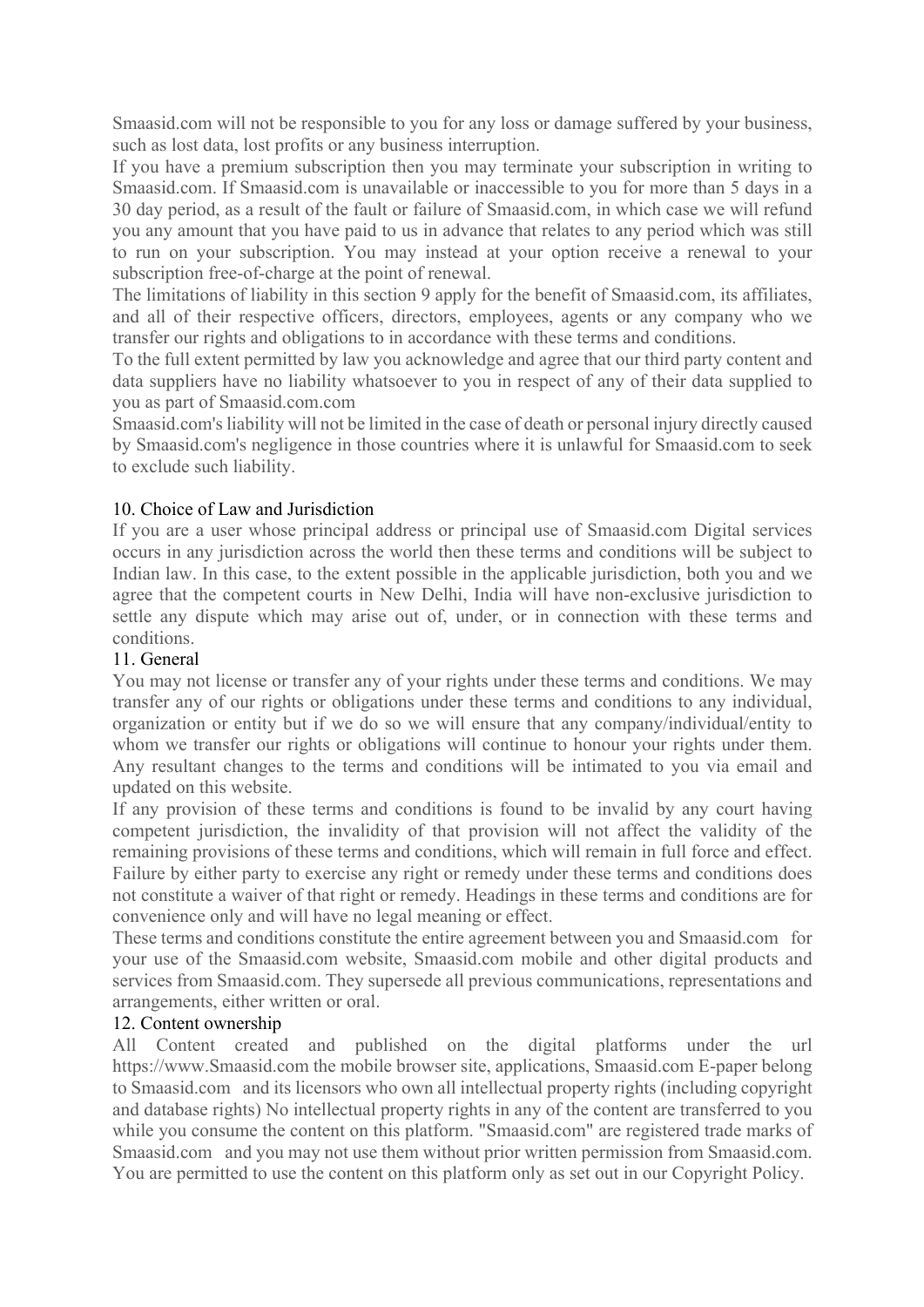Smaasid.com will not be responsible to you for any loss or damage suffered by your business, such as lost data, lost profits or any business interruption.

If you have a premium subscription then you may terminate your subscription in writing to Smaasid.com. If Smaasid.com is unavailable or inaccessible to you for more than 5 days in a 30 day period, as a result of the fault or failure of Smaasid.com, in which case we will refund you any amount that you have paid to us in advance that relates to any period which was still to run on your subscription. You may instead at your option receive a renewal to your subscription free-of-charge at the point of renewal.

The limitations of liability in this section 9 apply for the benefit of Smaasid.com, its affiliates, and all of their respective officers, directors, employees, agents or any company who we transfer our rights and obligations to in accordance with these terms and conditions.

To the full extent permitted by law you acknowledge and agree that our third party content and data suppliers have no liability whatsoever to you in respect of any of their data supplied to you as part of Smaasid.com.com

Smaasid.com's liability will not be limited in the case of death or personal injury directly caused by Smaasid.com's negligence in those countries where it is unlawful for Smaasid.com to seek to exclude such liability.

## 10. Choice of Law and Jurisdiction

If you are a user whose principal address or principal use of Smaasid.com Digital services occurs in any jurisdiction across the world then these terms and conditions will be subject to Indian law. In this case, to the extent possible in the applicable jurisdiction, both you and we agree that the competent courts in New Delhi, India will have non-exclusive jurisdiction to settle any dispute which may arise out of, under, or in connection with these terms and conditions.

## 11. General

You may not license or transfer any of your rights under these terms and conditions. We may transfer any of our rights or obligations under these terms and conditions to any individual, organization or entity but if we do so we will ensure that any company/individual/entity to whom we transfer our rights or obligations will continue to honour your rights under them. Any resultant changes to the terms and conditions will be intimated to you via email and updated on this website.

If any provision of these terms and conditions is found to be invalid by any court having competent jurisdiction, the invalidity of that provision will not affect the validity of the remaining provisions of these terms and conditions, which will remain in full force and effect. Failure by either party to exercise any right or remedy under these terms and conditions does not constitute a waiver of that right or remedy. Headings in these terms and conditions are for convenience only and will have no legal meaning or effect.

These terms and conditions constitute the entire agreement between you and Smaasid.com for your use of the Smaasid.com website, Smaasid.com mobile and other digital products and services from Smaasid.com. They supersede all previous communications, representations and arrangements, either written or oral.

## 12. Content ownership

All Content created and published on the digital platforms under the url https://www.Smaasid.com the mobile browser site, applications, Smaasid.com E-paper belong to Smaasid.com and its licensors who own all intellectual property rights (including copyright and database rights) No intellectual property rights in any of the content are transferred to you while you consume the content on this platform. "Smaasid.com" are registered trade marks of Smaasid.com and you may not use them without prior written permission from Smaasid.com. You are permitted to use the content on this platform only as set out in our Copyright Policy.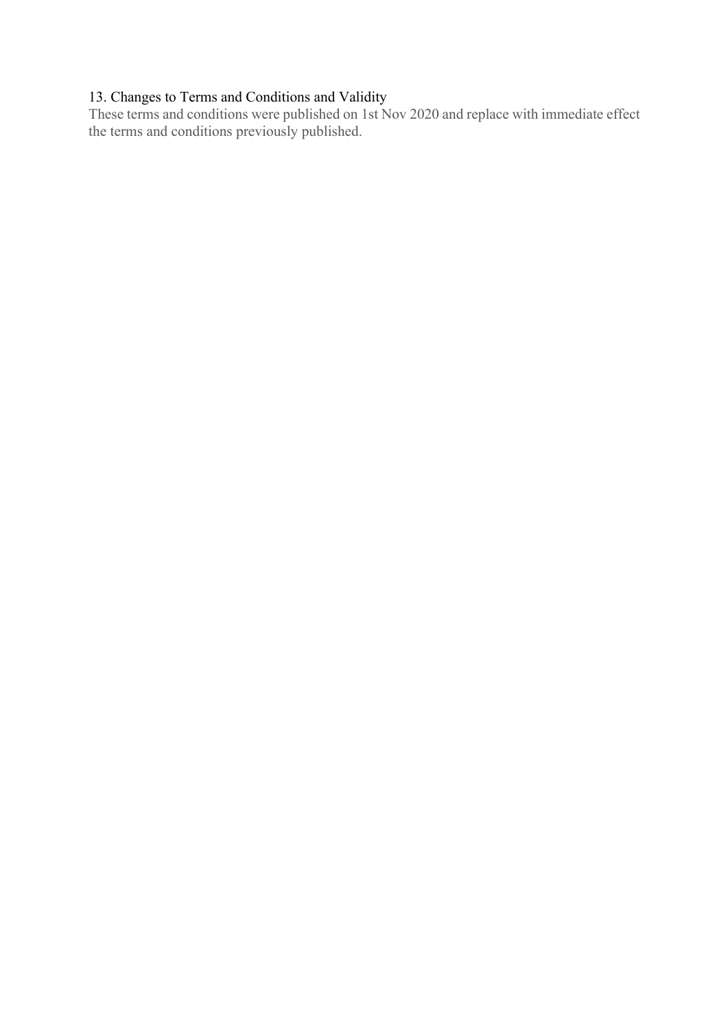## 13. Changes to Terms and Conditions and Validity

These terms and conditions were published on 1st Nov 2020 and replace with immediate effect the terms and conditions previously published.